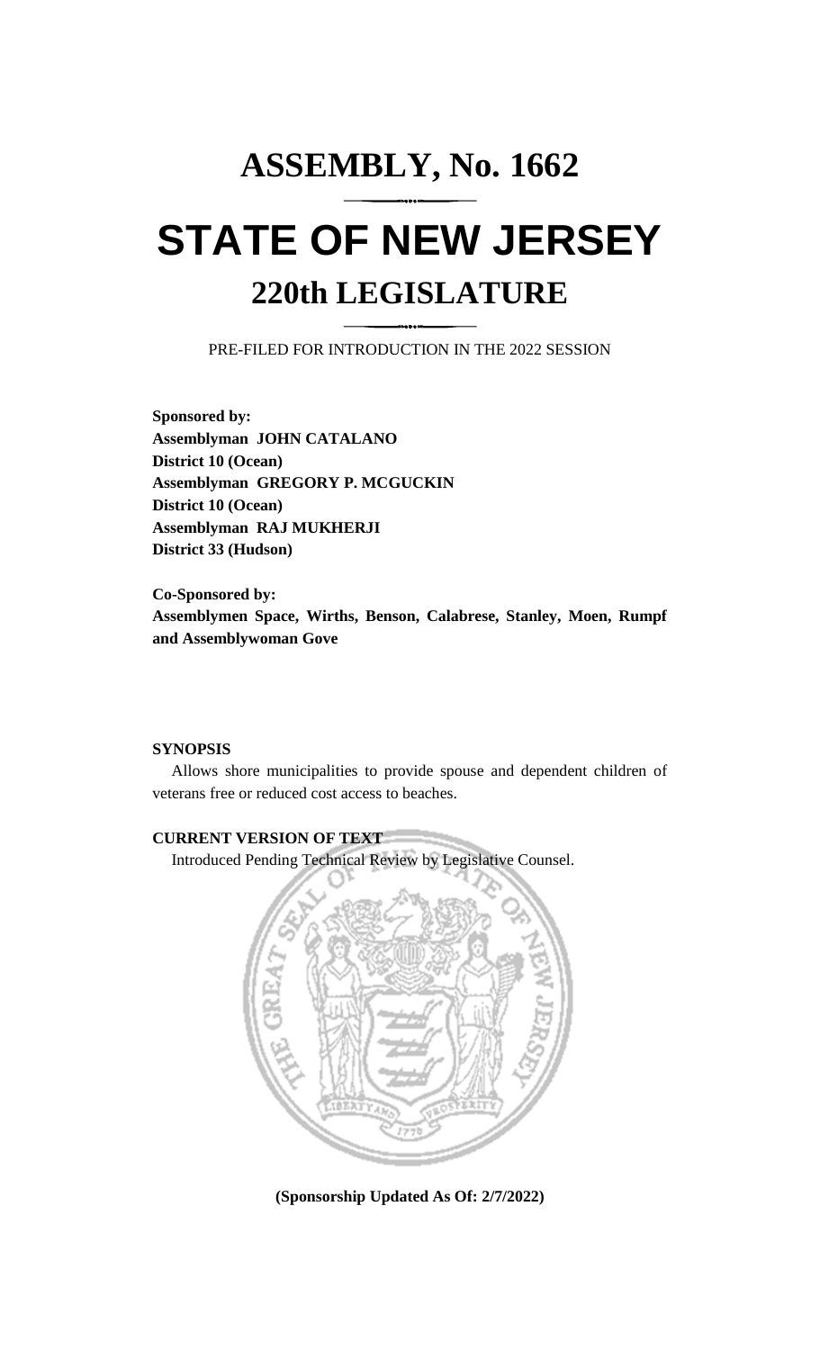# ASSEMBLY, No. 1662

# STATE OF NEW JERSEY

## 220th LEGISLATURE

PRE-FILED FOR INTRODUCTION IN THE 2022 SESSION

**Sponsored by:**
**Assemblyman JOHN CATALANO**
**District 10 (Ocean)**
**Assemblyman GREGORY P. MCGUCKIN**
**District 10 (Ocean)**
**Assemblyman RAJ MUKHERJI**
**District 33 (Hudson)**

**Co-Sponsored by:**
**Assemblymen Space, Wirths, Benson, Calabrese, Stanley, Moen, Rumpf and Assemblywoman Gove**

**SYNOPSIS**

Allows shore municipalities to provide spouse and dependent children of veterans free or reduced cost access to beaches.

**CURRENT VERSION OF TEXT**

Introduced Pending Technical Review by Legislative Counsel.

**(Sponsorship Updated As Of: 2/7/2022)**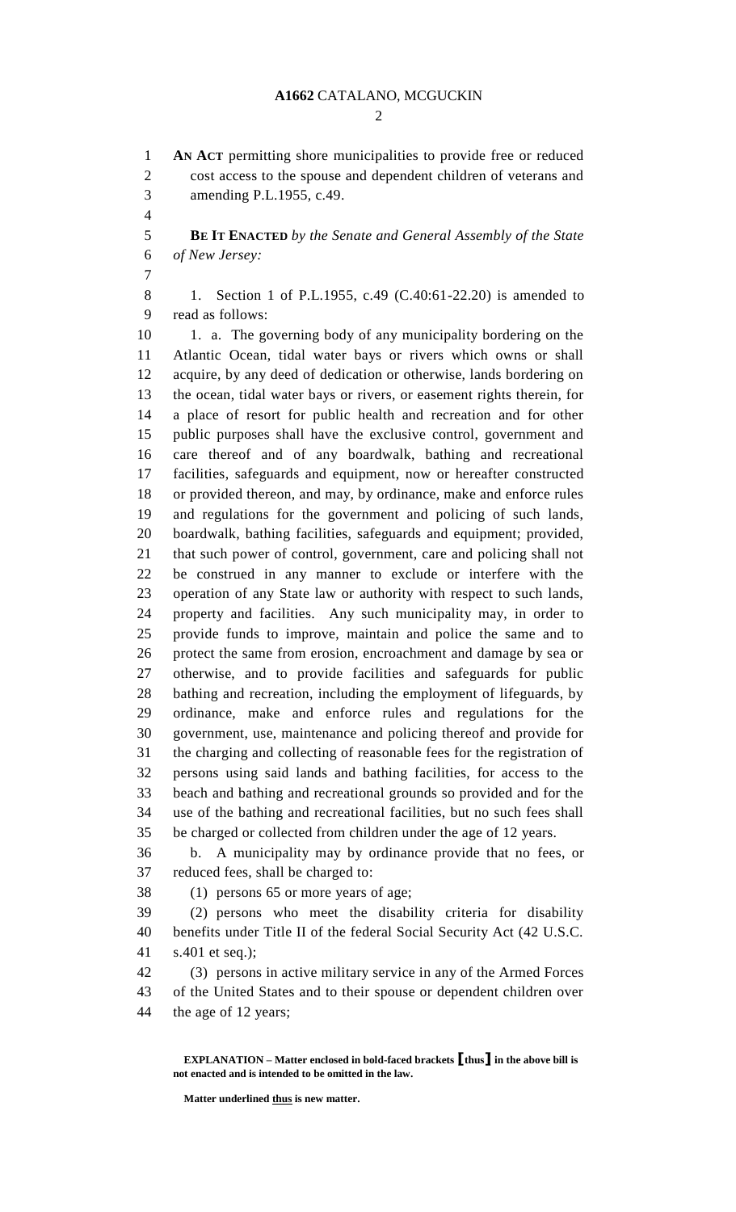**AN ACT** permitting shore municipalities to provide free or reduced cost access to the spouse and dependent children of veterans and amending P.L.1955, c.49.

**BE IT ENACTED** *by the Senate and General Assembly of the State of New Jersey:*

1. Section 1 of P.L.1955, c.49 (C.40:61-22.20) is amended to read as follows:

1. a. The governing body of any municipality bordering on the Atlantic Ocean, tidal water bays or rivers which owns or shall acquire, by any deed of dedication or otherwise, lands bordering on the ocean, tidal water bays or rivers, or easement rights therein, for a place of resort for public health and recreation and for other public purposes shall have the exclusive control, government and care thereof and of any boardwalk, bathing and recreational facilities, safeguards and equipment, now or hereafter constructed or provided thereon, and may, by ordinance, make and enforce rules and regulations for the government and policing of such lands, boardwalk, bathing facilities, safeguards and equipment; provided, that such power of control, government, care and policing shall not be construed in any manner to exclude or interfere with the operation of any State law or authority with respect to such lands, property and facilities. Any such municipality may, in order to provide funds to improve, maintain and police the same and to protect the same from erosion, encroachment and damage by sea or otherwise, and to provide facilities and safeguards for public bathing and recreation, including the employment of lifeguards, by ordinance, make and enforce rules and regulations for the government, use, maintenance and policing thereof and provide for the charging and collecting of reasonable fees for the registration of persons using said lands and bathing facilities, for access to the beach and bathing and recreational grounds so provided and for the use of the bathing and recreational facilities, but no such fees shall be charged or collected from children under the age of 12 years.

b. A municipality may by ordinance provide that no fees, or reduced fees, shall be charged to:

(1) persons 65 or more years of age;

(2) persons who meet the disability criteria for disability benefits under Title II of the federal Social Security Act (42 U.S.C. s.401 et seq.);

(3) persons in active military service in any of the Armed Forces of the United States and to their spouse or dependent children over the age of 12 years;

**EXPLANATION – Matter enclosed in bold-faced brackets [thus] in the above bill is not enacted and is intended to be omitted in the law.**

**Matter underlined thus is new matter.**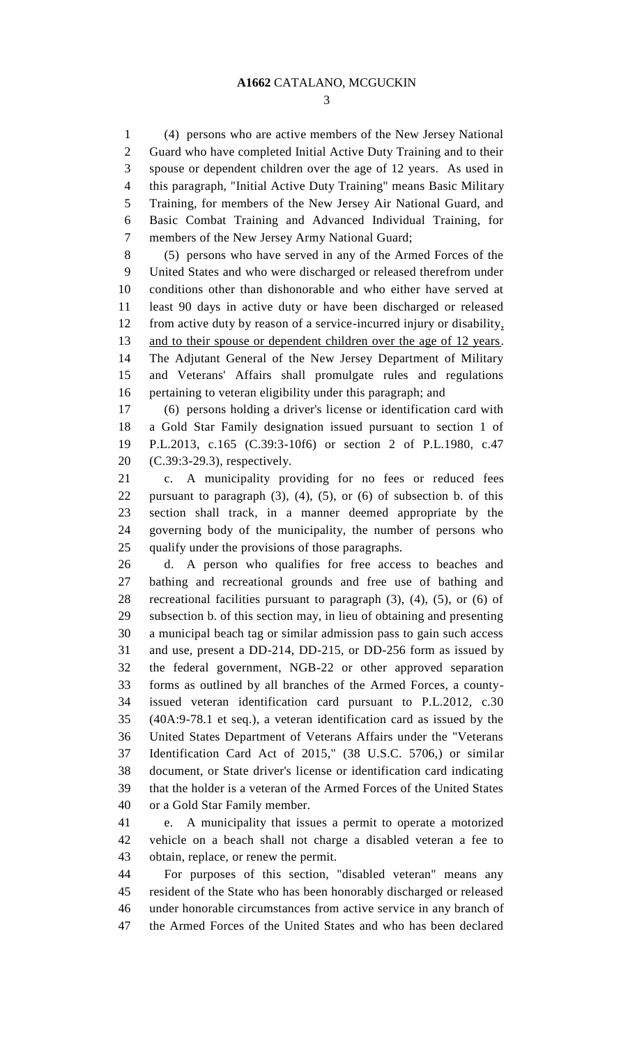(4) persons who are active members of the New Jersey National Guard who have completed Initial Active Duty Training and to their spouse or dependent children over the age of 12 years. As used in this paragraph, "Initial Active Duty Training" means Basic Military Training, for members of the New Jersey Air National Guard, and Basic Combat Training and Advanced Individual Training, for members of the New Jersey Army National Guard;

(5) persons who have served in any of the Armed Forces of the United States and who were discharged or released therefrom under conditions other than dishonorable and who either have served at least 90 days in active duty or have been discharged or released from active duty by reason of a service-incurred injury or disability, and to their spouse or dependent children over the age of 12 years. The Adjutant General of the New Jersey Department of Military and Veterans' Affairs shall promulgate rules and regulations pertaining to veteran eligibility under this paragraph; and

(6) persons holding a driver's license or identification card with a Gold Star Family designation issued pursuant to section 1 of P.L.2013, c.165 (C.39:3-10f6) or section 2 of P.L.1980, c.47 (C.39:3-29.3), respectively.

c. A municipality providing for no fees or reduced fees pursuant to paragraph (3), (4), (5), or (6) of subsection b. of this section shall track, in a manner deemed appropriate by the governing body of the municipality, the number of persons who qualify under the provisions of those paragraphs.

d. A person who qualifies for free access to beaches and bathing and recreational grounds and free use of bathing and recreational facilities pursuant to paragraph (3), (4), (5), or (6) of subsection b. of this section may, in lieu of obtaining and presenting a municipal beach tag or similar admission pass to gain such access and use, present a DD-214, DD-215, or DD-256 form as issued by the federal government, NGB-22 or other approved separation forms as outlined by all branches of the Armed Forces, a county-issued veteran identification card pursuant to P.L.2012, c.30 (40A:9-78.1 et seq.), a veteran identification card as issued by the United States Department of Veterans Affairs under the "Veterans Identification Card Act of 2015," (38 U.S.C. 5706,) or similar document, or State driver's license or identification card indicating that the holder is a veteran of the Armed Forces of the United States or a Gold Star Family member.

e. A municipality that issues a permit to operate a motorized vehicle on a beach shall not charge a disabled veteran a fee to obtain, replace, or renew the permit.

For purposes of this section, "disabled veteran" means any resident of the State who has been honorably discharged or released under honorable circumstances from active service in any branch of the Armed Forces of the United States and who has been declared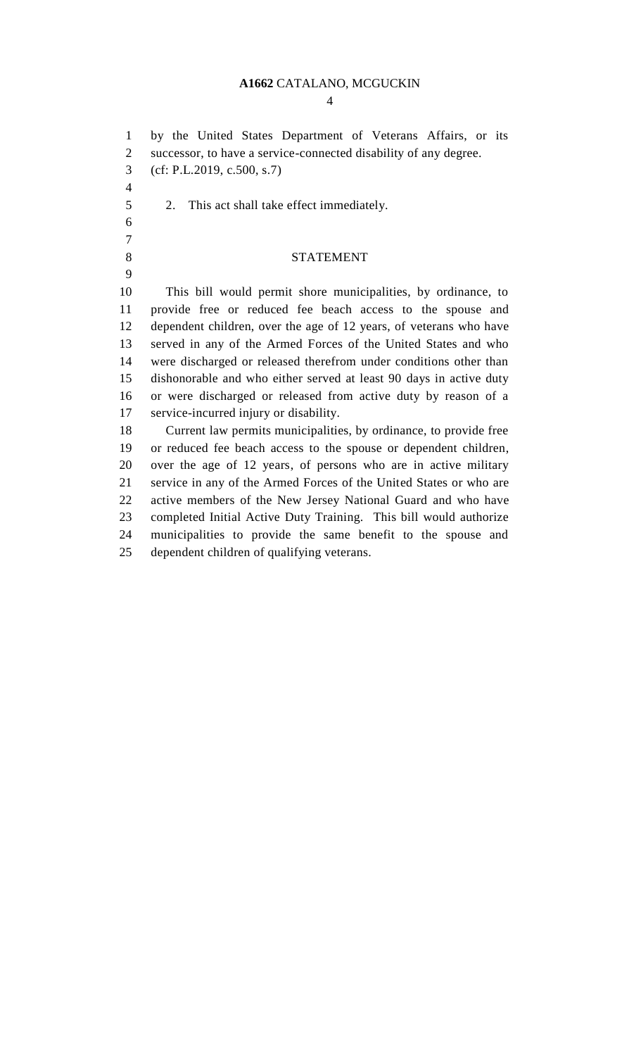by the United States Department of Veterans Affairs, or its successor, to have a service-connected disability of any degree.

(cf: P.L.2019, c.500, s.7)

2. This act shall take effect immediately.

## STATEMENT

This bill would permit shore municipalities, by ordinance, to provide free or reduced fee beach access to the spouse and dependent children, over the age of 12 years, of veterans who have served in any of the Armed Forces of the United States and who were discharged or released therefrom under conditions other than dishonorable and who either served at least 90 days in active duty or were discharged or released from active duty by reason of a service-incurred injury or disability.

Current law permits municipalities, by ordinance, to provide free or reduced fee beach access to the spouse or dependent children, over the age of 12 years, of persons who are in active military service in any of the Armed Forces of the United States or who are active members of the New Jersey National Guard and who have completed Initial Active Duty Training. This bill would authorize municipalities to provide the same benefit to the spouse and dependent children of qualifying veterans.